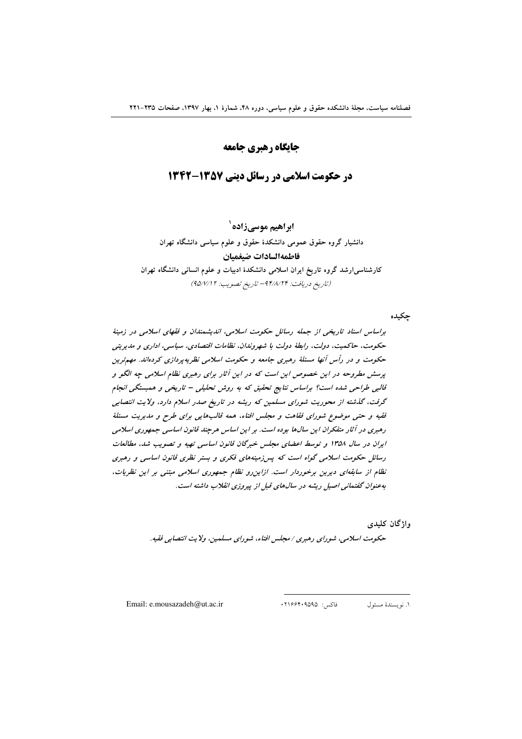# جایگاه رهبری جامعه

# در حکومت اسلامی در رسائل دینی ۱۳۵۷-۱۳۴۲

**ابراهیم موسی‌زاده** [۱]

دانشیار گروه حقوق عمومی دانشکدهٔ حقوق و علوم سیاسی دانشگاه تهران

**فاطمه‌السادات ضیغمیان**

کارشناسی‌ارشد گروه تاریخ ایران اسلامی دانشکدهٔ ادبیات و علوم انسانی دانشگاه تهران

*(تاریخ دریافت: ۹۴/۸/۲۴ - تاریخ تصویب: ۹۵/۷/۱۲)*

**چکیده**

*براساس اسناد تاریخی از جمله رسائل حکومت اسلامی، اندیشمندان و فقهای اسلامی در زمینهٔ حکومت، حاکمیت، دولت، رابطهٔ دولت با شهروندان، نظامات اقتصادی، سیاسی، اداری و مدیریتی حکومت و در رأس آنها مسئلهٔ رهبری جامعه و حکومت اسلامی نظریه‌پردازی کرده‌اند. مهم‌ترین پرسش مطروحه در این خصوص این است که در این آثار برای رهبری نظام اسلامی چه الگو و قالبی طراحی شده است؟ براساس نتایج تحقیق که به روش تحلیلی - تاریخی و همبستگی انجام گرفت، گذشته از محوریت شورای مسلمین که ریشه در تاریخ صدر اسلام دارد، ولایت انتصابی فقیه و حتی موضوع شورای فقاهت و مجلس افتاء، همه قالب‌هایی برای طرح و مدیریت مسئلهٔ رهبری در آثار متفکران این سال‌ها بوده است. بر این اساس هرچند قانون اساسی جمهوری اسلامی ایران در سال ۱۳۵۸ و توسط اعضای مجلس خبرگان قانون اساسی تهیه و تصویب شد، مطالعات رسائل حکومت اسلامی گواه است که پس‌زمینه‌های فکری و بستر نظری قانون اساسی و رهبری نظام از سابقه‌ای دیرین برخوردار است. ازاین‌رو نظام جمهوری اسلامی مبتنی بر این نظریات، به‌عنوان گفتمانی اصیل ریشه در سال‌های قبل از پیروزی انقلاب داشته است.*

**واژگان کلیدی**

*حکومت اسلامی، شورای رهبری / مجلس افتاء، شورای مسلمین، ولایت انتصابی فقیه.*

---

۱. نویسندهٔ مسئول        فاکس: ۰۲۱۶۶۴۰۹۵۹۵        Email: e.mousazadeh@ut.ac.ir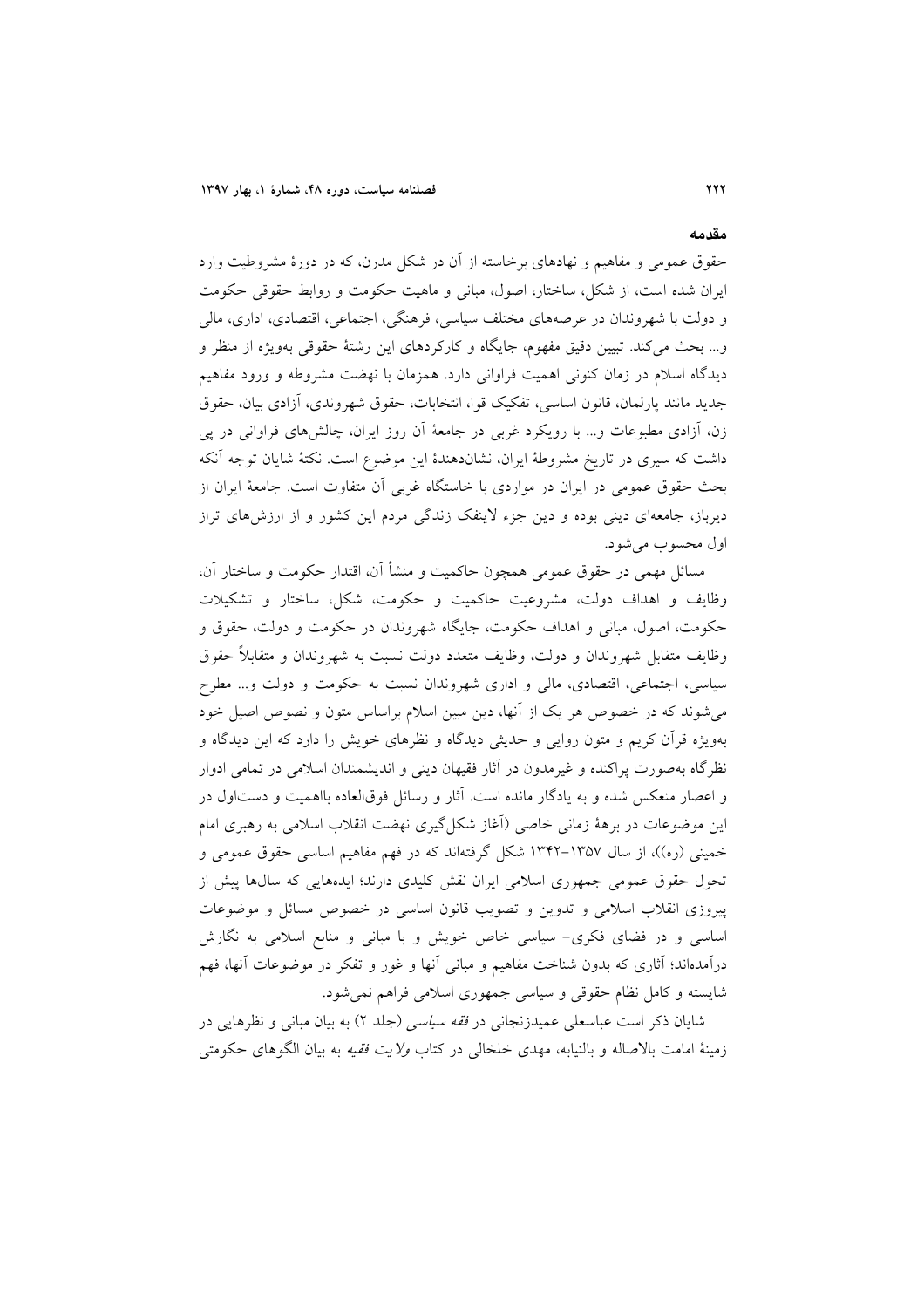## مقدمه

حقوق عمومی و مفاهیم و نهادهای برخاسته از آن در شکل مدرن، که در دورهٔ مشروطیت وارد ایران شده است، از شکل، ساختار، اصول، مبانی و ماهیت حکومت و روابط حقوقی حکومت و دولت با شهروندان در عرصه‌های مختلف سیاسی، فرهنگی، اجتماعی، اقتصادی، اداری، مالی و... بحث می‌کند. تبیین دقیق مفهوم، جایگاه و کارکردهای این رشتهٔ حقوقی به‌ویژه از منظر و دیدگاه اسلام در زمان کنونی اهمیت فراوانی دارد. همزمان با نهضت مشروطه و ورود مفاهیم جدید مانند پارلمان، قانون اساسی، تفکیک قوا، انتخابات، حقوق شهروندی، آزادی بیان، حقوق زن، آزادی مطبوعات و... با رویکرد غربی در جامعهٔ آن روز ایران، چالش‌های فراوانی در پی داشت که سیری در تاریخ مشروطهٔ ایران، نشان‌دهندهٔ این موضوع است. نکتهٔ شایان توجه آنکه بحث حقوق عمومی در ایران در مواردی با خاستگاه غربی آن متفاوت است. جامعهٔ ایران از دیرباز، جامعه‌ای دینی بوده و دین جزء لاینفک زندگی مردم این کشور و از ارزش‌های تراز اول محسوب می‌شود.

مسائل مهمی در حقوق عمومی همچون حاکمیت و منشأ آن، اقتدار حکومت و ساختار آن، وظایف و اهداف دولت، مشروعیت حاکمیت و حکومت، شکل، ساختار و تشکیلات حکومت، اصول، مبانی و اهداف حکومت، جایگاه شهروندان در حکومت و دولت، حقوق و وظایف متقابل شهروندان و دولت، وظایف متعدد دولت نسبت به شهروندان و متقابلاً حقوق سیاسی، اجتماعی، اقتصادی، مالی و اداری شهروندان نسبت به حکومت و دولت و... مطرح می‌شوند که در خصوص هر یک از آنها، دین مبین اسلام براساس متون و نصوص اصیل خود به‌ویژه قرآن کریم و متون روایی و حدیثی دیدگاه و نظرهای خویش را دارد که این دیدگاه و نظرگاه به‌صورت پراکنده و غیرمدون در آثار فقیهان دینی و اندیشمندان اسلامی در تمامی ادوار و اعصار منعکس شده و به یادگار مانده است. آثار و رسائل فوق‌العاده بااهمیت و دست‌اول در این موضوعات در برههٔ زمانی خاصی (آغاز شکل‌گیری نهضت انقلاب اسلامی به رهبری امام خمینی (ره))، از سال ۱۳۵۷-۱۳۴۲ شکل گرفته‌اند که در فهم مفاهیم اساسی حقوق عمومی و تحول حقوق عمومی جمهوری اسلامی ایران نقش کلیدی دارند؛ ایده‌هایی که سال‌ها پیش از پیروزی انقلاب اسلامی و تدوین و تصویب قانون اساسی در خصوص مسائل و موضوعات اساسی و در فضای فکری- سیاسی خاص خویش و با مبانی و منابع اسلامی به نگارش درآمده‌اند؛ آثاری که بدون شناخت مفاهیم و مبانی آنها و غور و تفکر در موضوعات آنها، فهم شایسته و کامل نظام حقوقی و سیاسی جمهوری اسلامی فراهم نمی‌شود.

شایان ذکر است عباسعلی عمیدزنجانی در *فقه سیاسی* (جلد ۲) به بیان مبانی و نظرهایی در زمینهٔ امامت بالاصاله و بالنیابه، مهدی خلخالی در کتاب *ولایت فقیه* به بیان الگوهای حکومتی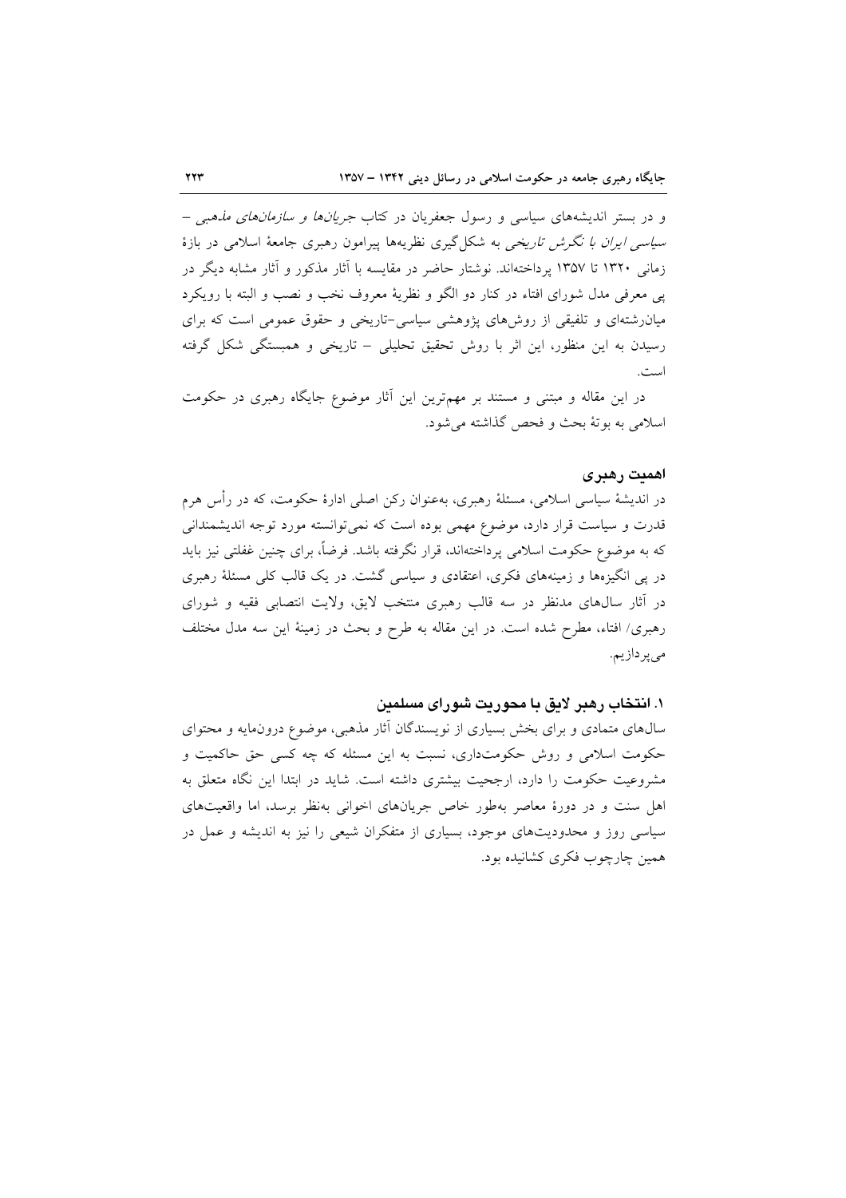و در بستر اندیشه‌های سیاسی و رسول جعفریان در کتاب *جریان‌ها و سازمان‌های مذهبی – سیاسی ایران با نگرش تاریخی* به شکل‌گیری نظریه‌ها پیرامون رهبری جامعهٔ اسلامی در بازهٔ زمانی ۱۳۲۰ تا ۱۳۵۷ پرداخته‌اند. نوشتار حاضر در مقایسه با آثار مذکور و آثار مشابه دیگر در پی معرفی مدل شورای افتاء در کنار دو الگو و نظریهٔ معروف نخب و نصب و البته با رویکرد میان‌رشته‌ای و تلفیقی از روش‌های پژوهشی سیاسی–تاریخی و حقوق عمومی است که برای رسیدن به این منظور، این اثر با روش تحقیق تحلیلی – تاریخی و همبستگی شکل گرفته است.

در این مقاله و مبتنی و مستند بر مهم‌ترین این آثار موضوع جایگاه رهبری در حکومت اسلامی به بوتهٔ بحث و فحص گذاشته می‌شود.

## اهمیت رهبری

در اندیشهٔ سیاسی اسلامی، مسئلهٔ رهبری، به‌عنوان رکن اصلی ادارهٔ حکومت، که در رأس هرم قدرت و سیاست قرار دارد، موضوع مهمی بوده است که نمی‌توانسته مورد توجه اندیشمندانی که به موضوع حکومت اسلامی پرداخته‌اند، قرار نگرفته باشد. فرضاً، برای چنین غفلتی نیز باید در پی انگیزه‌ها و زمینه‌های فکری، اعتقادی و سیاسی گشت. در یک قالب کلی مسئلهٔ رهبری در آثار سال‌های مدنظر در سه قالب رهبری منتخب لایق، ولایت انتصابی فقیه و شورای رهبری/ افتاء، مطرح شده است. در این مقاله به طرح و بحث در زمینهٔ این سه مدل مختلف می‌پردازیم.

### ۱. انتخاب رهبر لایق با محوریت شورای مسلمین

سال‌های متمادی و برای بخش بسیاری از نویسندگان آثار مذهبی، موضوع درون‌مایه و محتوای حکومت اسلامی و روش حکومت‌داری، نسبت به این مسئله که چه کسی حق حاکمیت و مشروعیت حکومت را دارد، ارجحیت بیشتری داشته است. شاید در ابتدا این نگاه متعلق به اهل سنت و در دورهٔ معاصر به‌طور خاص جریان‌های اخوانی به‌نظر برسد، اما واقعیت‌های سیاسی روز و محدودیت‌های موجود، بسیاری از متفکران شیعی را نیز به اندیشه و عمل در همین چارچوب فکری کشانیده بود.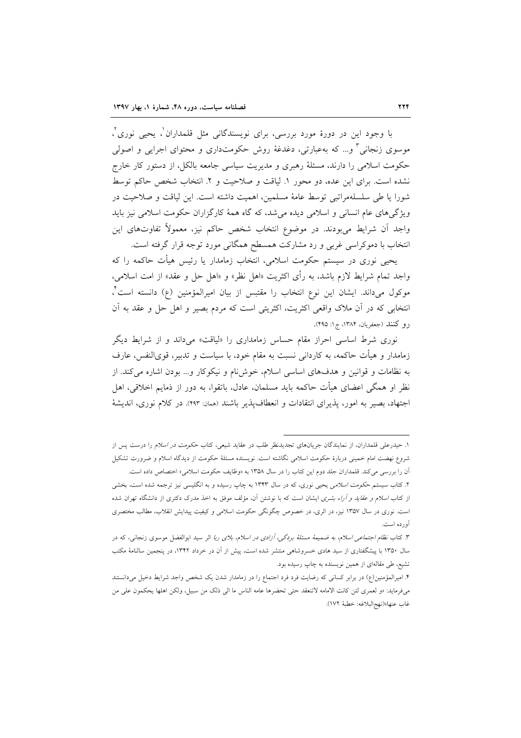با وجود این در دورهٔ مورد بررسی، برای نویسندگانی مثل قلمداران[1]، یحیی نوری[2]، موسوی زنجانی[3] و... که به‌عبارتی، دغدغهٔ روش حکومت‌داری و محتوای اجرایی و اصولی حکومت اسلامی را دارند، مسئلهٔ رهبری و مدیریت سیاسی جامعه بالکل، از دستور کار خارج نشده است. برای این عده، دو محور ۱. لیاقت و صلاحیت و ۲. انتخاب شخص حاکم توسط شورا یا طی سلسله‌مراتبی توسط عامهٔ مسلمین، اهمیت داشته است. این لیاقت و صلاحیت در ویژگی‌های عام انسانی و اسلامی دیده می‌شد، که گاه همهٔ کارگزاران حکومت اسلامی نیز باید واجد آن شرایط می‌بودند. در موضوع انتخاب شخص حاکم نیز، معمولاً تفاوت‌های این انتخاب با دموکراسی غربی و رد مشارکت همسطح همگانی مورد توجه قرار گرفته است.

یحیی نوری در سیستم حکومت اسلامی، انتخاب زمامدار یا رئیس هیأت حاکمه را که واجد تمام شرایط لازم باشد، به رأی اکثریت «اهل نظر» و «اهل حل و عقد» از امت اسلامی، موکول می‌داند. ایشان این نوع انتخاب را مقتبس از بیان امیرالمؤمنین (ع) دانسته است[4]، انتخابی که در آن ملاک واقعی اکثریت، اکثریتی است که مردم بصیر و اهل حل و عقد به آن رو کنند (جعفریان، ۱۳۸۴، ج۱: ۴۹۵).

نوری شرط اساسی احراز مقام حساس زمامداری را «لیاقت» می‌داند و از شرایط دیگر زمامدار و هیأت حاکمه، به کاردانی نسبت به مقام خود، با سیاست و تدبیر، قوی‌النفس، عارف به نظامات و قوانین و هدف‌های اساسی اسلام، خوش‌نام و نیکوکار و... بودن اشاره می‌کند. از نظر او همگی اعضای هیأت حاکمه باید مسلمان، عادل، باتقوا، به دور از ذمایم اخلاقی، اهل اجتهاد، بصیر به امور، پذیرای انتقادات و انعطاف‌پذیر باشند (همان: ۴۹۳). در کلام نوری، اندیشهٔ

---

۱. حیدرعلی قلمداران، از نمایندگان جریان‌های تجدیدنظر طلب در عقاید شیعی، کتاب *حکومت در اسلام* را درست پس از شروع نهضت امام خمینی دربارهٔ حکومت اسلامی نگاشته است. نویسنده مسئلهٔ حکومت از دیدگاه اسلام و ضرورت تشکیل آن را بررسی می‌کند. قلمداران جلد دوم این کتاب را در سال ۱۳۵۸ به «وظایف حکومت اسلامی» اختصاص داده است.

۲. کتاب *سیستم حکومت اسلامی* یحیی نوری، که در سال ۱۳۴۳ به چاپ رسیده و به انگلیسی نیز ترجمه شده است، بخشی از کتاب *اسلام و عقاید و آراء بشری* ایشان است که با نوشتن آن، مؤلف موفق به اخذ مدرک دکتری از دانشگاه تهران شده است. نوری در سال ۱۳۵۷ نیز، در اثری، در خصوص چگونگی حکومت اسلامی و کیفیت پیدایش انقلاب، مطالب مختصری آورده است.

۳. کتاب *نظام اجتماعی اسلام، به ضمیمهٔ مسئلهٔ بردگی، آزادی در اسلام، بلای ربا* اثر سید ابوالفضل موسوی زنجانی، که در سال ۱۳۵۰ با پیشگفتاری از سید هادی خسروشاهی منتشر شده است، پیش از آن در خرداد ۱۳۴۲، در پنجمین سالنامهٔ مکتب تشیع، طی مقاله‌ای از همین نویسنده به چاپ رسیده بود.

۴. امیرالمؤمنین(ع) در برابر کسانی که رضایت فرد فرد اجتماع را در زمامدار شدن یک شخص واجد شرایط دخیل می‌دانستند می‌فرماید: «و لعمری لئن کانت الامامه لاتنعقد حتی تحضرها عامه الناس ما الی ذلک من سبیل، ولکن اهلها یحکمون علی من غاب عنها»(نهج‌البلاغه: خطبهٔ ۱۷۲).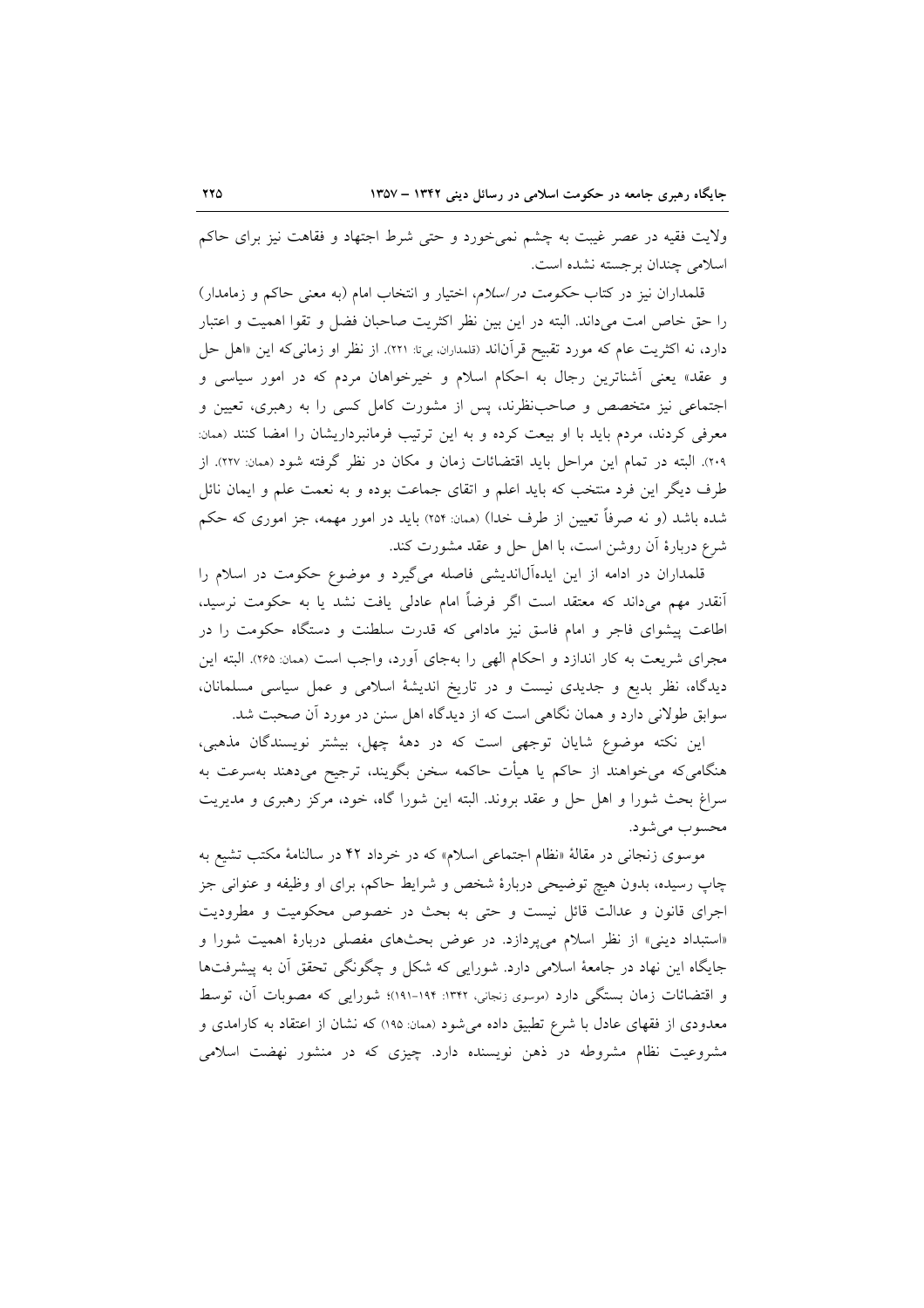ولایت فقیه در عصر غیبت به چشم نمی‌خورد و حتی شرط اجتهاد و فقاهت نیز برای حاکم اسلامی چندان برجسته نشده است.

قلمداران نیز در کتاب *حکومت در اسلام*، اختیار و انتخاب امام (به معنی حاکم و زمامدار) را حق خاص امت می‌داند. البته در این بین نظر اکثریت صاحبان فضل و تقوا اهمیت و اعتبار دارد، نه اکثریت عام که مورد تقبیح قرآن‌اند (قلمداران، بی‌تا: ۲۲۱). از نظر او زمانی‌که این «اهل حل و عقد» یعنی آشناترین رجال به احکام اسلام و خیرخواهان مردم که در امور سیاسی و اجتماعی نیز متخصص و صاحب‌نظرند، پس از مشورت کامل کسی را به رهبری، تعیین و معرفی کردند، مردم باید با او بیعت کرده و به این ترتیب فرمانبرداریشان را امضا کنند (همان: ۲۰۹). البته در تمام این مراحل باید اقتضائات زمان و مکان در نظر گرفته شود (همان: ۲۲۷). از طرف دیگر این فرد منتخب که باید اعلم و اتقای جماعت بوده و به نعمت علم و ایمان نائل شده باشد (و نه صرفاً تعیین از طرف خدا) (همان: ۲۵۴) باید در امور مهمه، جز اموری که حکم شرع دربارهٔ آن روشن است، با اهل حل و عقد مشورت کند.

قلمداران در ادامه از این ایده‌آل‌اندیشی فاصله می‌گیرد و موضوع حکومت در اسلام را آنقدر مهم می‌داند که معتقد است اگر فرضاً امام عادلی یافت نشد یا به حکومت نرسید، اطاعت پیشوای فاجر و امام فاسق نیز مادامی که قدرت سلطنت و دستگاه حکومت را در مجرای شریعت به کار اندازد و احکام الهی را به‌جای آورد، واجب است (همان: ۲۶۵). البته این دیدگاه، نظر بدیع و جدیدی نیست و در تاریخ اندیشهٔ اسلامی و عمل سیاسی مسلمانان، سوابق طولانی دارد و همان نگاهی است که از دیدگاه اهل سنن در مورد آن صحبت شد.

این نکته موضوع شایان توجهی است که در دههٔ چهل، بیشتر نویسندگان مذهبی، هنگامی‌که می‌خواهند از حاکم یا هیأت حاکمه سخن بگویند، ترجیح می‌دهند به‌سرعت به سراغ بحث شورا و اهل حل و عقد بروند. البته این شورا گاه، خود، مرکز رهبری و مدیریت محسوب می‌شود.

موسوی زنجانی در مقالهٔ «نظام اجتماعی اسلام» که در خرداد ۴۲ در سالنامهٔ مکتب تشیع به چاپ رسیده، بدون هیچ توضیحی دربارهٔ شخص و شرایط حاکم، برای او وظیفه و عنوانی جز اجرای قانون و عدالت قائل نیست و حتی به بحث در خصوص محکومیت و مطرودیت «استبداد دینی» از نظر اسلام می‌پردازد. در عوض بحث‌های مفصلی دربارهٔ اهمیت شورا و جایگاه این نهاد در جامعهٔ اسلامی دارد. شورایی که شکل و چگونگی تحقق آن به پیشرفت‌ها و اقتضائات زمان بستگی دارد (موسوی زنجانی، ۱۳۴۲: ۱۹۴-۱۹۱)؛ شورایی که مصوبات آن، توسط معدودی از فقهای عادل با شرع تطبیق داده می‌شود (همان: ۱۹۵) که نشان از اعتقاد به کارامدی و مشروعیت نظام مشروطه در ذهن نویسنده دارد. چیزی که در منشور نهضت اسلامی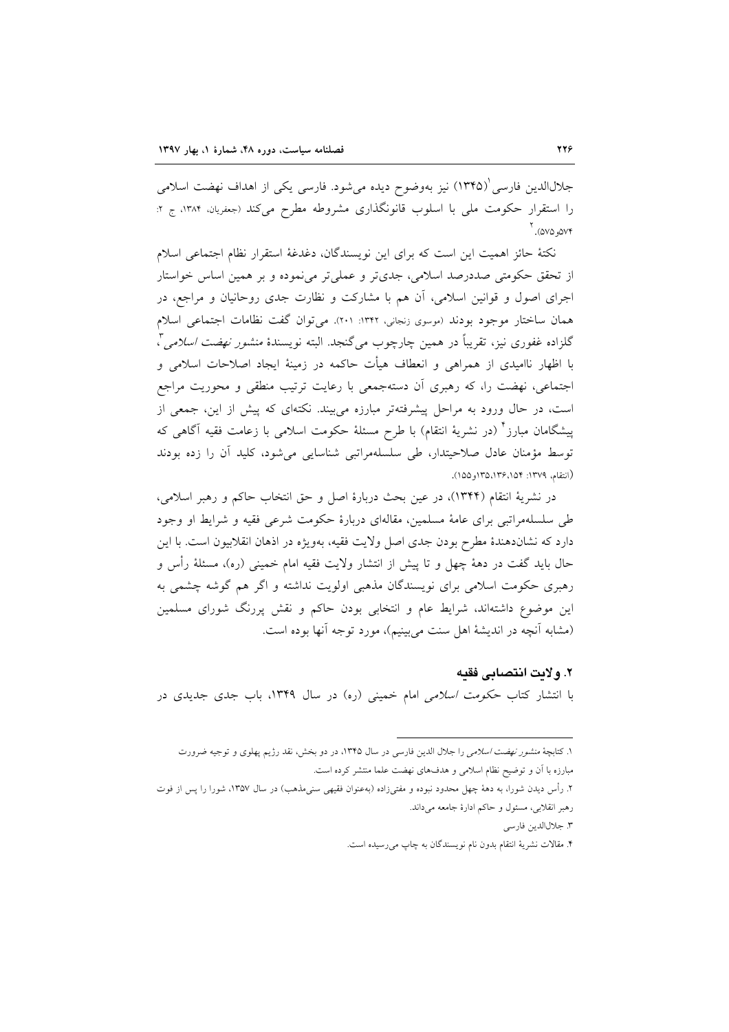جلال‌الدین فارسی[1] (۱۳۴۵) نیز به‌وضوح دیده می‌شود. فارسی یکی از اهداف نهضت اسلامی را استقرار حکومت ملی با اسلوب قانونگذاری مشروطه مطرح می‌کند (جعفریان، ۱۳۸۴، ج ۲: ۵۷۴و۵۷۵).[2]

نکتهٔ حائز اهمیت این است که برای این نویسندگان، دغدغهٔ استقرار نظام اجتماعی اسلام از تحقق حکومتی صددرصد اسلامی، جدی‌تر و عملی‌تر می‌نموده و بر همین اساس خواستار اجرای اصول و قوانین اسلامی، آن هم با مشارکت و نظارت جدی روحانیان و مراجع، در همان ساختار موجود بودند (موسوی زنجانی، ۱۳۴۲: ۲۰۱). می‌توان گفت نظامات اجتماعی اسلام گلزاده غفوری نیز، تقریباً در همین چارچوب می‌گنجد. البته نویسندهٔ منشور *نهضت اسلامی*[3]، با اظهار ناامیدی از همراهی و انعطاف هیأت حاکمه در زمینهٔ ایجاد اصلاحات اسلامی و اجتماعی، نهضت را، که رهبری آن دسته‌جمعی با رعایت ترتیب منطقی و محوریت مراجع است، در حال ورود به مراحل پیشرفته‌تر مبارزه می‌بیند. نکته‌ای که پیش از این، جمعی از پیشگامان مبارز[4] (در نشریهٔ انتقام) با طرح مسئلهٔ حکومت اسلامی با زعامت فقیه آگاهی که توسط مؤمنان عادل صلاحیتدار، طی سلسله‌مراتبی شناسایی می‌شود، کلید آن را زده بودند (انتقام، ۱۳۷۹: ۱۵۴، ۱۳۶، ۱۳۵و۱۵۵).

در نشریهٔ انتقام (۱۳۴۴)، در عین بحث دربارهٔ اصل و حق انتخاب حاکم و رهبر اسلامی، طی سلسله‌مراتبی برای عامهٔ مسلمین، مقاله‌ای دربارهٔ حکومت شرعی فقیه و شرایط او وجود دارد که نشان‌دهندهٔ مطرح بودن جدی اصل ولایت فقیه، به‌ویژه در اذهان انقلابیون است. با این حال باید گفت در دههٔ چهل و تا پیش از انتشار ولایت فقیه امام خمینی (ره)، مسئلهٔ رأس و رهبری حکومت اسلامی برای نویسندگان مذهبی اولویت نداشته و اگر هم گوشه چشمی به این موضوع داشته‌اند، شرایط عام و انتخابی بودن حاکم و نقش پررنگ شورای مسلمین (مشابه آنچه در اندیشهٔ اهل سنت می‌بینیم)، مورد توجه آنها بوده است.

## ۲. ولایت انتصابی فقیه

با انتشار کتاب *حکومت اسلامی* امام خمینی (ره) در سال ۱۳۴۹، باب جدی جدیدی در

---

۱. کتابچهٔ *منشور نهضت اسلامی* را جلال الدین فارسی در سال ۱۳۴۵، در دو بخش، نقد رژیم پهلوی و توجیه ضرورت مبارزه با آن و توضیح نظام اسلامی و هدف‌های نهضت علما منتشر کرده است.

۲. رأس دیدن شورا، به دههٔ چهل محدود نبوده و مفتی‌زاده (به‌عنوان فقیهی سنی‌مذهب) در سال ۱۳۵۷، شورا را پس از فوت رهبر انقلابی، مسئول و حاکم ادارهٔ جامعه می‌داند.

۳. جلال‌الدین فارسی

۴. مقالات نشریهٔ انتقام بدون نام نویسندگان به چاپ می‌رسیده است.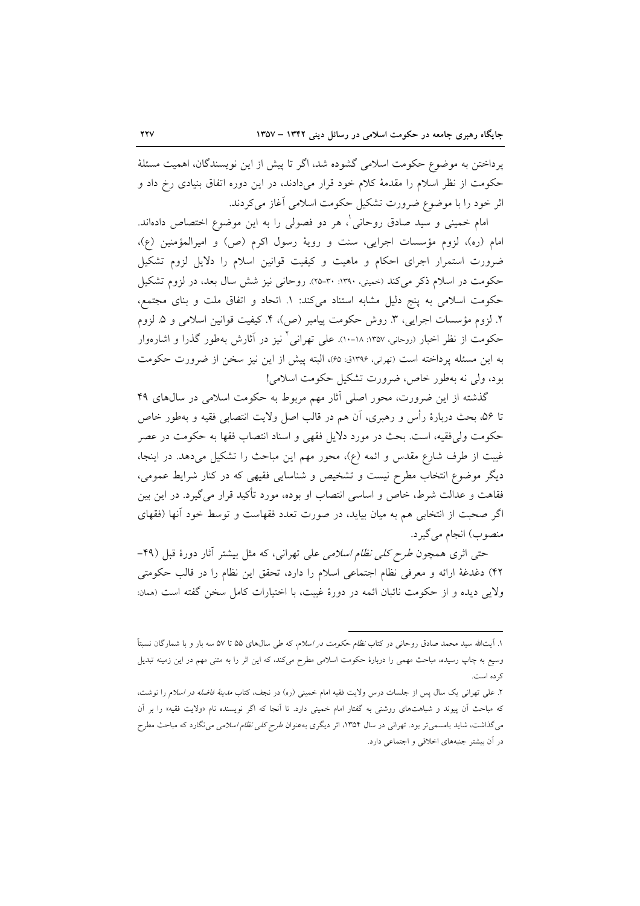پرداختن به موضوع حکومت اسلامی گشوده شد، اگر تا پیش از این نویسندگان، اهمیت مسئلهٔ حکومت از نظر اسلام را مقدمهٔ کلام خود قرار می‌دادند، در این دوره اتفاق بنیادی رخ داد و اثر خود را با موضوع ضرورت تشکیل حکومت اسلامی آغاز می‌کردند.

امام خمینی و سید صادق روحانی[1] هر دو فصولی را به این موضوع اختصاص داده‌اند. امام (ره)، لزوم مؤسسات اجرایی، سنت و رویهٔ رسول اکرم (ص) و امیرالمؤمنین (ع)، ضرورت استمرار اجرای احکام و ماهیت و کیفیت قوانین اسلام را دلایل لزوم تشکیل حکومت در اسلام ذکر می‌کند (خمینی، ۱۳۹۰: ۳۰-۲۵). روحانی نیز شش سال بعد، در لزوم تشکیل حکومت اسلامی به پنج دلیل مشابه استناد می‌کند: ۱. اتحاد و اتفاق ملت و بنای مجتمع، ۲. لزوم مؤسسات اجرایی، ۳. روش حکومت پیامبر (ص)، ۴. کیفیت قوانین اسلامی و ۵. لزوم حکومت از نظر اخبار (روحانی، ۱۳۵۷: ۱۸-۱۰). علی تهرانی[2] نیز در آثارش به‌طور گذرا و اشاره‌وار به این مسئله پرداخته است (تهرانی، ۱۳۹۶ق: ۶۵)، البته پیش از این نیز سخن از ضرورت حکومت بود، ولی نه به‌طور خاص، ضرورت تشکیل حکومت اسلامی!

گذشته از این ضرورت، محور اصلی آثار مهم مربوط به حکومت اسلامی در سال‌های ۴۹ تا ۵۶، بحث دربارهٔ رأس و رهبری، آن هم در قالب اصل ولایت انتصابی فقیه و به‌طور خاص حکومت ولی‌فقیه، است. بحث در مورد دلایل فقهی و اسناد انتصاب فقها به حکومت در عصر غیبت از طرف شارع مقدس و ائمه (ع)، محور مهم این مباحث را تشکیل می‌دهد. در اینجا، دیگر موضوع انتخاب مطرح نیست و تشخیص و شناسایی فقیهی که در کنار شرایط عمومی، فقاهت و عدالت شرط، خاص و اساسی انتصاب او بوده، مورد تأکید قرار می‌گیرد. در این بین اگر صحبت از انتخابی هم به میان بیاید، در صورت تعدد فقهاست و توسط خود آنها (فقهای منصوب) انجام می‌گیرد.

حتی اثری همچون *طرح کلی نظام اسلامی* علی تهرانی، که مثل بیشتر آثار دورهٔ قبل (۴۹-۴۲) دغدغهٔ ارائه و معرفی نظام اجتماعی اسلام را دارد، تحقق این نظام را در قالب حکومتی ولایی دیده و از حکومت نائبان ائمه در دورهٔ غیبت، با اختیارات کامل سخن گفته است (همان:

---

۱. آیت‌الله سید محمد صادق روحانی در کتاب *نظام حکومت در اسلام*، که طی سال‌های ۵۵ تا ۵۷ سه بار و با شمارگان نسبتاً وسیع به چاپ رسیده، مباحث مهمی را دربارهٔ حکومت اسلامی مطرح می‌کند، که این اثر را به متنی مهم در این زمینه تبدیل کرده است.

۲. علی تهرانی یک سال پس از جلسات درس ولایت فقیه امام خمینی (ره) در نجف، کتاب *مدینهٔ فاضله در اسلام* را نوشت، که مباحث آن پیوند و شباهت‌های روشنی به گفتار امام خمینی دارد. تا آنجا که اگر نویسنده نام «ولایت فقیه» را بر آن می‌گذاشت، شاید بامسمی‌تر بود. تهرانی در سال ۱۳۵۴، اثر دیگری به‌عنوان *طرح کلی نظام اسلامی* می‌نگارد که مباحث مطرح در آن بیشتر جنبه‌های اخلاقی و اجتماعی دارد.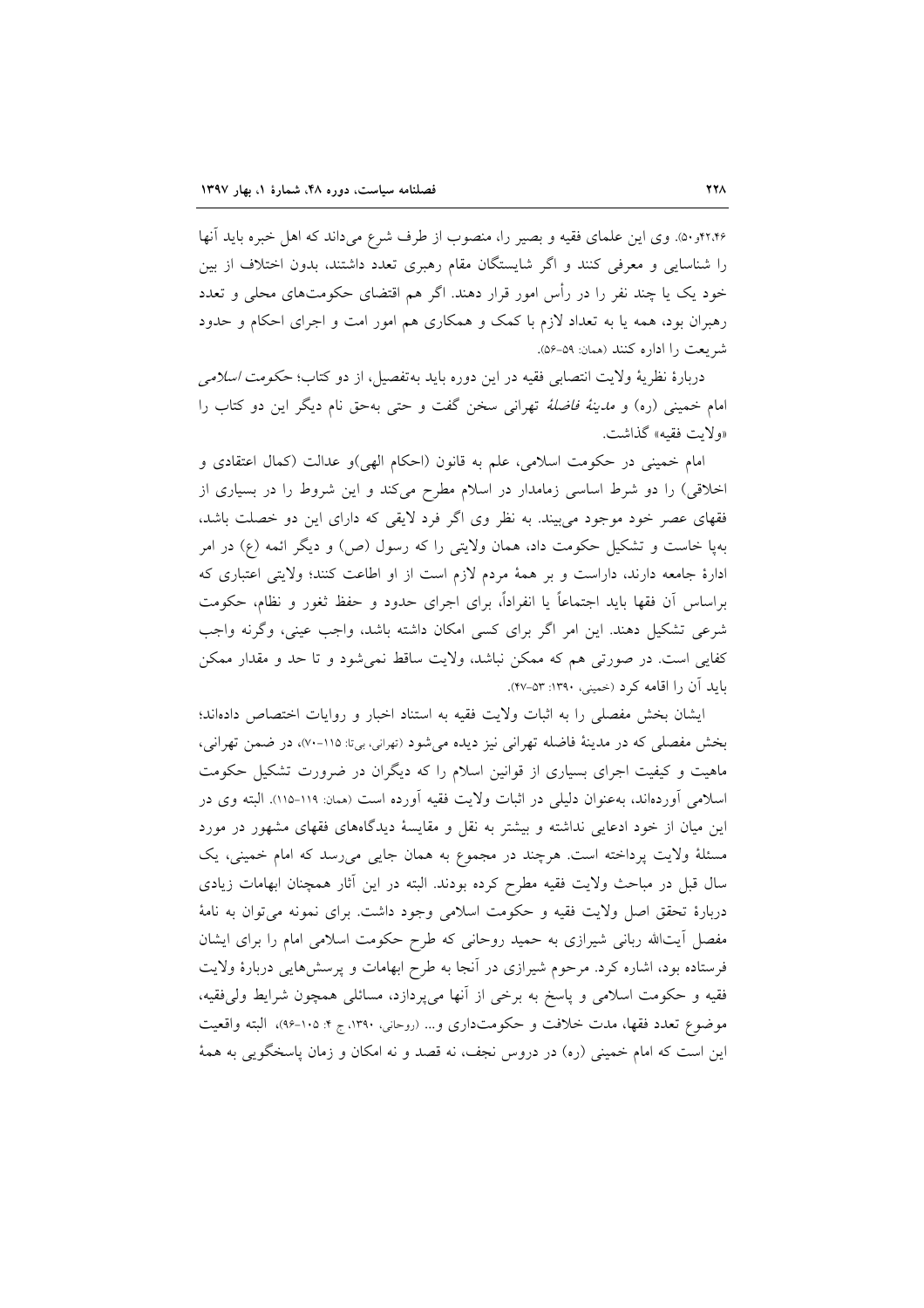۴۲،۴۶و۵۰). وی این علمای فقیه و بصیر را، منصوب از طرف شرع می‌داند که اهل خبره باید آنها را شناسایی و معرفی کنند و اگر شایستگان مقام رهبری تعدد داشتند، بدون اختلاف از بین خود یک یا چند نفر را در رأس امور قرار دهند. اگر هم اقتضای حکومت‌های محلی و تعدد رهبران بود، همه یا به تعداد لازم با کمک و همکاری هم امور امت و اجرای احکام و حدود شریعت را اداره کنند (همان: ۵۹-۵۶).

دربارهٔ نظریهٔ ولایت انتصابی فقیه در این دوره باید به‌تفصیل، از دو کتاب؛ *حکومت اسلامی* امام خمینی (ره) و *مدینهٔ فاضلهٔ* تهرانی سخن گفت و حتی به‌حق نام دیگر این دو کتاب را «ولایت فقیه» گذاشت.

امام خمینی در حکومت اسلامی، علم به قانون (احکام الهی)و عدالت (کمال اعتقادی و اخلاقی) را دو شرط اساسی زمامدار در اسلام مطرح می‌کند و این شروط را در بسیاری از فقهای عصر خود موجود می‌بیند. به نظر وی اگر فرد لایقی که دارای این دو خصلت باشد، به‌پا خاست و تشکیل حکومت داد، همان ولایتی را که رسول (ص) و دیگر ائمه (ع) در امر ادارهٔ جامعه دارند، داراست و بر همهٔ مردم لازم است از او اطاعت کنند؛ ولایتی اعتباری که براساس آن فقها باید اجتماعاً یا انفراداً، برای اجرای حدود و حفظ ثغور و نظام، حکومت شرعی تشکیل دهند. این امر اگر برای کسی امکان داشته باشد، واجب عینی، وگرنه واجب کفایی است. در صورتی هم که ممکن نباشد، ولایت ساقط نمی‌شود و تا حد و مقدار ممکن باید آن را اقامه کرد (خمینی، ۱۳۹۰: ۵۳-۴۷).

ایشان بخش مفصلی را به اثبات ولایت فقیه به استناد اخبار و روایات اختصاص داده‌اند؛ بخش مفصلی که در مدینهٔ فاضله تهرانی نیز دیده می‌شود (تهرانی، بی‌تا: ۱۱۵-۷۰)، در ضمن تهرانی، ماهیت و کیفیت اجرای بسیاری از قوانین اسلام را که دیگران در ضرورت تشکیل حکومت اسلامی آورده‌اند، به‌عنوان دلیلی در اثبات ولایت فقیه آورده است (همان: ۱۱۹-۱۱۵). البته وی در این میان از خود ادعایی نداشته و بیشتر به نقل و مقایسهٔ دیدگاه‌های فقهای مشهور در مورد مسئلهٔ ولایت پرداخته است. هرچند در مجموع به همان جایی می‌رسد که امام خمینی، یک سال قبل در مباحث ولایت فقیه مطرح کرده بودند. البته در این آثار همچنان ابهامات زیادی دربارهٔ تحقق اصل ولایت فقیه و حکومت اسلامی وجود داشت. برای نمونه می‌توان به نامهٔ مفصل آیت‌الله ربانی شیرازی به حمید روحانی که طرح حکومت اسلامی امام را برای ایشان فرستاده بود، اشاره کرد. مرحوم شیرازی در آنجا به طرح ابهامات و پرسش‌هایی دربارهٔ ولایت فقیه و حکومت اسلامی و پاسخ به برخی از آنها می‌پردازد، مسائلی همچون شرایط ولی‌فقیه، موضوع تعدد فقها، مدت خلافت و حکومت‌داری و... (روحانی، ۱۳۹۰، ج ۴: ۱۰۵-۹۶)، البته واقعیت این است که امام خمینی (ره) در دروس نجف، نه قصد و نه امکان و زمان پاسخگویی به همهٔ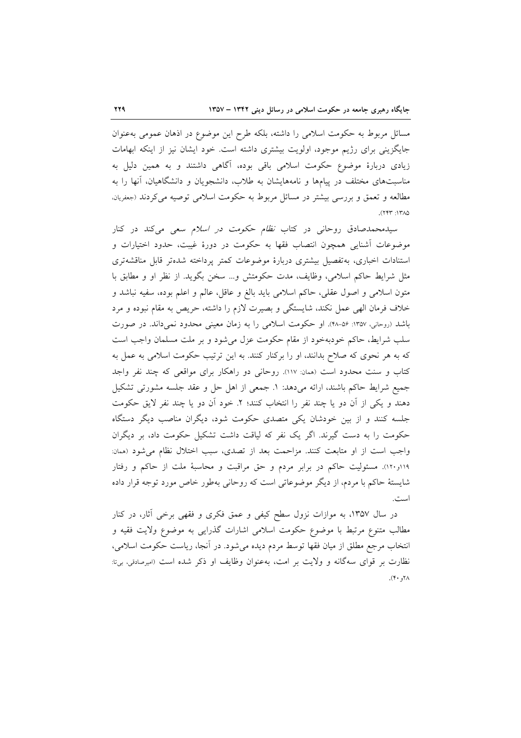مسائل مربوط به حکومت اسلامی را داشته، بلکه طرح این موضوع در اذهان عمومی به‌عنوان جایگزینی برای رژیم موجود، اولویت بیشتری داشته است. خود ایشان نیز از اینکه ابهامات زیادی دربارهٔ موضوع حکومت اسلامی باقی بوده، آگاهی داشتند و به همین دلیل به مناسبت‌های مختلف در پیام‌ها و نامه‌هایشان به طلاب، دانشجویان و دانشگاهیان، آنها را به مطالعه و تعمق و بررسی بیشتر در مسائل مربوط به حکومت اسلامی توصیه می‌کردند (جعفریان، ۱۳۸۵: ۲۴۳).

سیدمحمدصادق روحانی در کتاب *نظام حکومت در اسلام* سعی می‌کند در کنار موضوعات آشنایی همچون انتصاب فقها به حکومت در دورهٔ غیبت، حدود اختیارات و استنادات اخباری، به‌تفصیل بیشتری دربارهٔ موضوعات کمتر پرداخته شده‌تر قابل مناقشه‌تری مثل شرایط حاکم اسلامی، وظایف، مدت حکومتش و... سخن بگوید. از نظر او و مطابق با متون اسلامی و اصول عقلی، حاکم اسلامی باید بالغ و عاقل، عالم و اعلم بوده، سفیه نباشد و خلاف فرمان الهی عمل نکند، شایستگی و بصیرت لازم را داشته، حریص به مقام نبوده و مرد باشد (روحانی، ۱۳۵۷: ۵۶-۴۸). او حکومت اسلامی را به زمان معینی محدود نمی‌داند. در صورت سلب شرایط، حاکم خودبه‌خود از مقام حکومت عزل می‌شود و بر ملت مسلمان واجب است که به هر نحوی که صلاح بدانند، او را برکنار کنند. به این ترتیب حکومت اسلامی به عمل به کتاب و سنت محدود است (همان: ۱۱۷). روحانی دو راهکار برای مواقعی که چند نفر واجد جمیع شرایط حاکم باشند، ارائه می‌دهد: ۱. جمعی از اهل حل و عقد جلسه مشورتی تشکیل دهند و یکی از آن دو یا چند نفر را انتخاب کنند؛ ۲. خود آن دو یا چند نفر لایق حکومت جلسه کنند و از بین خودشان یکی متصدی حکومت شود، دیگران مناصب دیگر دستگاه حکومت را به دست گیرند. اگر یک نفر که لیاقت داشت تشکیل حکومت داد، بر دیگران واجب است از او متابعت کنند. مزاحمت بعد از تصدی، سبب اختلال نظام می‌شود (همان: ۱۱۹و۱۲۰). مسئولیت حاکم در برابر مردم و حق مراقبت و محاسبهٔ ملت از حاکم و رفتار شایستهٔ حاکم با مردم، از دیگر موضوعاتی است که روحانی به‌طور خاص مورد توجه قرار داده است.

در سال ۱۳۵۷، به موازات نزول سطح کیفی و عمق فکری و فقهی برخی آثار، در کنار مطالب متنوع مرتبط با موضوع حکومت اسلامی اشارات گذرایی به موضوع ولایت فقیه و انتخاب مرجع مطلق از میان فقها توسط مردم دیده می‌شود. در آنجا، ریاست حکومت اسلامی، نظارت بر قوای سه‌گانه و ولایت بر امت، به‌عنوان وظایف او ذکر شده است (امیرصادقی، بی‌تا: ۲۸و۴۰).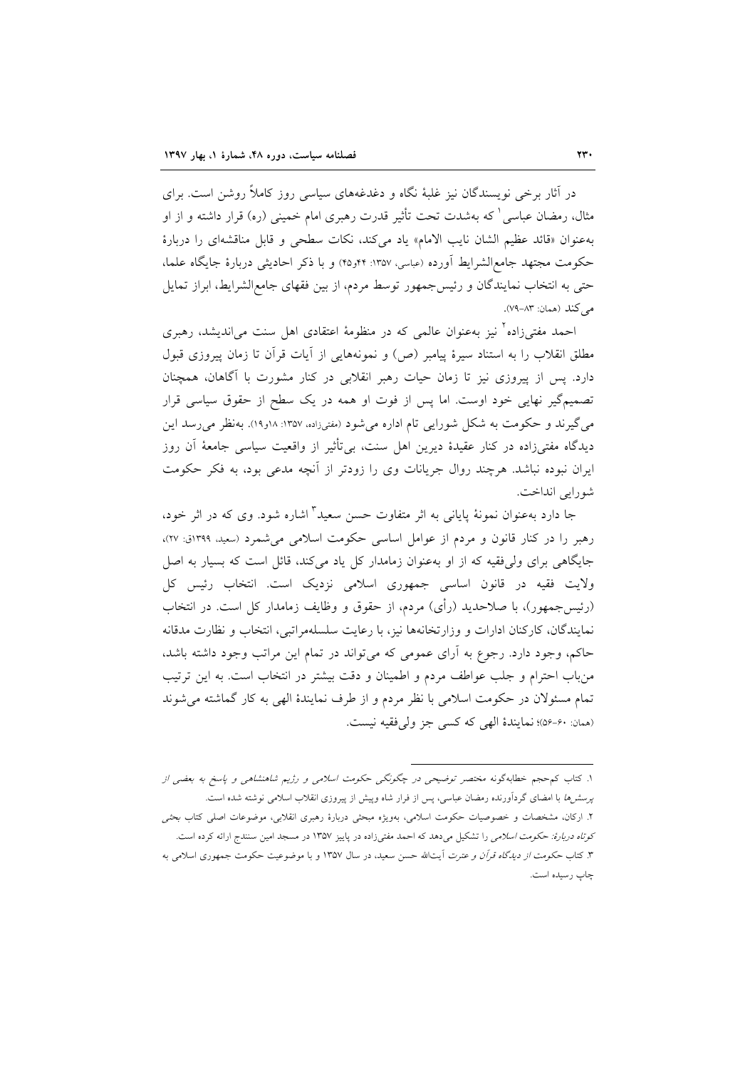در آثار برخی نویسندگان نیز غلبهٔ نگاه و دغدغه‌های سیاسی روز کاملاً روشن است. برای مثال، رمضان عباسی[1] که به‌شدت تحت تأثیر قدرت رهبری امام خمینی (ره) قرار داشته و از او به‌عنوان «قائد عظیم الشان نایب الامام» یاد می‌کند، نکات سطحی و قابل مناقشه‌ای را دربارهٔ حکومت مجتهد جامع‌الشرایط آورده (عباسی، ۱۳۵۷: ۴۴و۴۵) و با ذکر احادیثی دربارهٔ جایگاه علما، حتی به انتخاب نمایندگان و رئیس‌جمهور توسط مردم، از بین فقهای جامع‌الشرایط، ابراز تمایل می‌کند (همان: ۸۳-۷۹).

احمد مفتی‌زاده[2] نیز به‌عنوان عالمی که در منظومهٔ اعتقادی اهل سنت می‌اندیشد، رهبری مطلق انقلاب را به استناد سیرهٔ پیامبر (ص) و نمونه‌هایی از آیات قرآن تا زمان پیروزی قبول دارد. پس از پیروزی نیز تا زمان حیات رهبر انقلابی در کنار مشورت با آگاهان، همچنان تصمیم‌گیر نهایی خود اوست. اما پس از فوت او همه در یک سطح از حقوق سیاسی قرار می‌گیرند و حکومت به شکل شورایی تام اداره می‌شود (مفتی‌زاده، ۱۳۵۷: ۱۸و۱۹). به‌نظر می‌رسد این دیدگاه مفتی‌زاده در کنار عقیدهٔ دیرین اهل سنت، بی‌تأثیر از واقعیت سیاسی جامعهٔ آن روز ایران نبوده نباشد. هرچند روال جریانات وی را زودتر از آنچه مدعی بود، به فکر حکومت شورایی انداخت.

جا دارد به‌عنوان نمونهٔ پایانی به اثر متفاوت حسن سعید[3] اشاره شود. وی که در اثر خود، رهبر را در کنار قانون و مردم از عوامل اساسی حکومت اسلامی می‌شمرد (سعید، ۱۳۹۹ق: ۲۷)، جایگاهی برای ولی‌فقیه که از او به‌عنوان زمامدار کل یاد می‌کند، قائل است که بسیار به اصل ولایت فقیه در قانون اساسی جمهوری اسلامی نزدیک است. انتخاب رئیس کل (رئیس‌جمهور)، با صلاحدید (رأی) مردم، از حقوق و وظایف زمامدار کل است. در انتخاب نمایندگان، کارکنان ادارات و وزارتخانه‌ها نیز، با رعایت سلسله‌مراتبی، انتخاب و نظارت مدققانه حاکم، وجود دارد. رجوع به آرای عمومی که می‌تواند در تمام این مراتب وجود داشته باشد، من‌باب احترام و جلب عواطف مردم و اطمینان و دقت بیشتر در انتخاب است. به این ترتیب تمام مسئولان در حکومت اسلامی با نظر مردم و از طرف نمایندهٔ الهی به کار گماشته می‌شوند (همان: ۶۰-۵۶)؛ نمایندهٔ الهی که کسی جز ولی‌فقیه نیست.

---

۱. کتاب کم‌حجم خطابه‌گونه *مختصر توضیحی در چگونگی حکومت اسلامی و رژیم شاهنشاهی و پاسخ به بعضی از پرسش‌ها* با امضای گردآورنده رمضان عباسی، پس از فرار شاه وپیش از پیروزی انقلاب اسلامی نوشته شده است.

۲. ارکان، مشخصات و خصوصیات حکومت اسلامی، به‌ویژه مبحثی دربارهٔ رهبری انقلابی، موضوعات اصلی کتاب بحثی *کوتاه دربارهٔ: حکومت اسلامی* را تشکیل می‌دهد که احمد مفتی‌زاده در پاییز ۱۳۵۷ در مسجد امین سنندج ارائه کرده است.

۳. کتاب *حکومت از دیدگاه قرآن و عترت* آیت‌الله حسن سعید، در سال ۱۳۵۷ و با موضوعیت حکومت جمهوری اسلامی به چاپ رسیده است.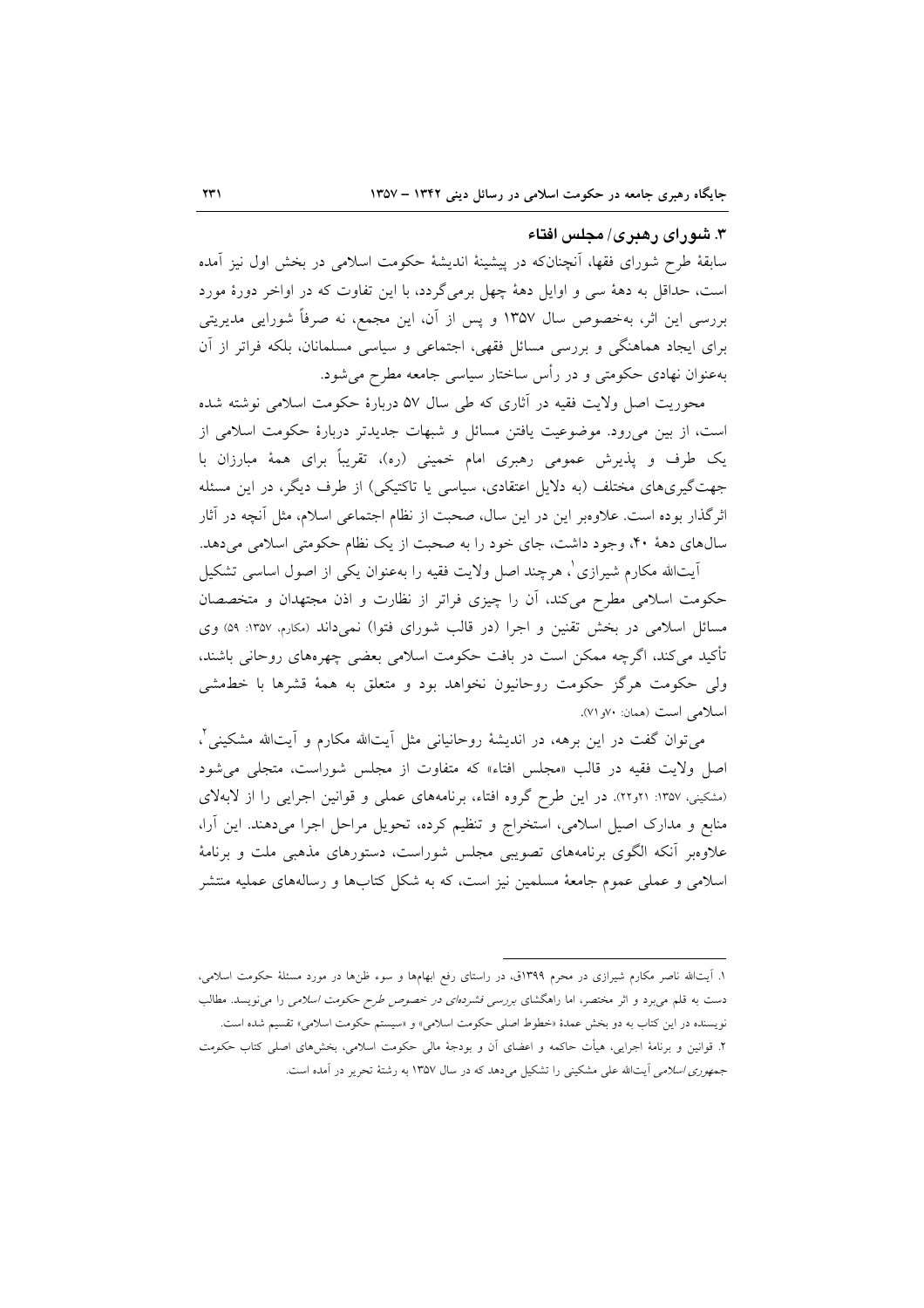### ۳. شورای رهبری/ مجلس افتاء

سابقهٔ طرح شورای فقها، آنچنانکه در پیشینهٔ اندیشهٔ حکومت اسلامی در بخش اول نیز آمده است، حداقل به دههٔ سی و اوایل دههٔ چهل برمی‌گردد، با این تفاوت که در اواخر دورهٔ مورد بررسی این اثر، به‌خصوص سال ۱۳۵۷ و پس از آن، این مجمع، نه صرفاً شورایی مدیریتی برای ایجاد هماهنگی و بررسی مسائل فقهی، اجتماعی و سیاسی مسلمانان، بلکه فراتر از آن به‌عنوان نهادی حکومتی و در رأس ساختار سیاسی جامعه مطرح می‌شود.

محوریت اصل ولایت فقیه در آثاری که طی سال ۵۷ دربارهٔ حکومت اسلامی نوشته شده است، از بین می‌رود. موضوعیت یافتن مسائل و شبهات جدیدتر دربارهٔ حکومت اسلامی از یک طرف و پذیرش عمومی رهبری امام خمینی (ره)، تقریباً برای همهٔ مبارزان با جهت‌گیری‌های مختلف (به دلایل اعتقادی، سیاسی یا تاکتیکی) از طرف دیگر، در این مسئله اثرگذار بوده است. علاوه‌بر این در این سال، صحبت از نظام اجتماعی اسلام، مثل آنچه در آثار سال‌های دههٔ ۴۰، وجود داشت، جای خود را به صحبت از یک نظام حکومتی اسلامی می‌دهد.

آیت‌الله مکارم شیرازی[1]، هرچند اصل ولایت فقیه را به‌عنوان یکی از اصول اساسی تشکیل حکومت اسلامی مطرح می‌کند، آن را چیزی فراتر از نظارت و اذن مجتهدان و متخصصان مسائل اسلامی در بخش تقنین و اجرا (در قالب شورای فتوا) نمی‌داند (مکارم، ۱۳۵۷: ۵۹) وی تأکید می‌کند، اگرچه ممکن است در بافت حکومت اسلامی بعضی چهره‌های روحانی باشند، ولی حکومت هرگز حکومت روحانیون نخواهد بود و متعلق به همهٔ قشرها با خط‌مشی اسلامی است (همان: ۷۰و۷۱).

می‌توان گفت در این برهه، در اندیشهٔ روحانیانی مثل آیت‌الله مکارم و آیت‌الله مشکینی[2]، اصل ولایت فقیه در قالب «مجلس افتاء» که متفاوت از مجلس شوراست، متجلی می‌شود (مشکینی، ۱۳۵۷: ۲۱و۲۲). در این طرح گروه افتاء، برنامه‌های عملی و قوانین اجرایی را از لابه‌لای منابع و مدارک اصیل اسلامی، استخراج و تنظیم کرده، تحویل مراحل اجرا می‌دهند. این آرا، علاوه‌بر آنکه الگوی برنامه‌های تصویبی مجلس شوراست، دستورهای مذهبی ملت و برنامهٔ اسلامی و عملی عموم جامعهٔ مسلمین نیز است، که به شکل کتاب‌ها و رساله‌های عملیه منتشر

---

۱. آیت‌الله ناصر مکارم شیرازی در محرم ۱۳۹۹ق، در راستای رفع ابهام‌ها و سوء ظن‌ها در مورد مسئلهٔ حکومت اسلامی، دست به قلم می‌برد و اثر مختصر، اما راهگشای *بررسی فشرده‌ای در خصوص طرح حکومت اسلامی* را می‌نویسد. مطالب نویسنده در این کتاب به دو بخش عمدهٔ «خطوط اصلی حکومت اسلامی» و «سیستم حکومت اسلامی» تقسیم شده است.

۲. قوانین و برنامهٔ اجرایی، هیأت حاکمه و اعضای آن و بودجهٔ مالی حکومت اسلامی، بخش‌های اصلی کتاب *حکومت جمهوری اسلامی* آیت‌الله علی مشکینی را تشکیل می‌دهد که در سال ۱۳۵۷ به رشتهٔ تحریر در آمده است.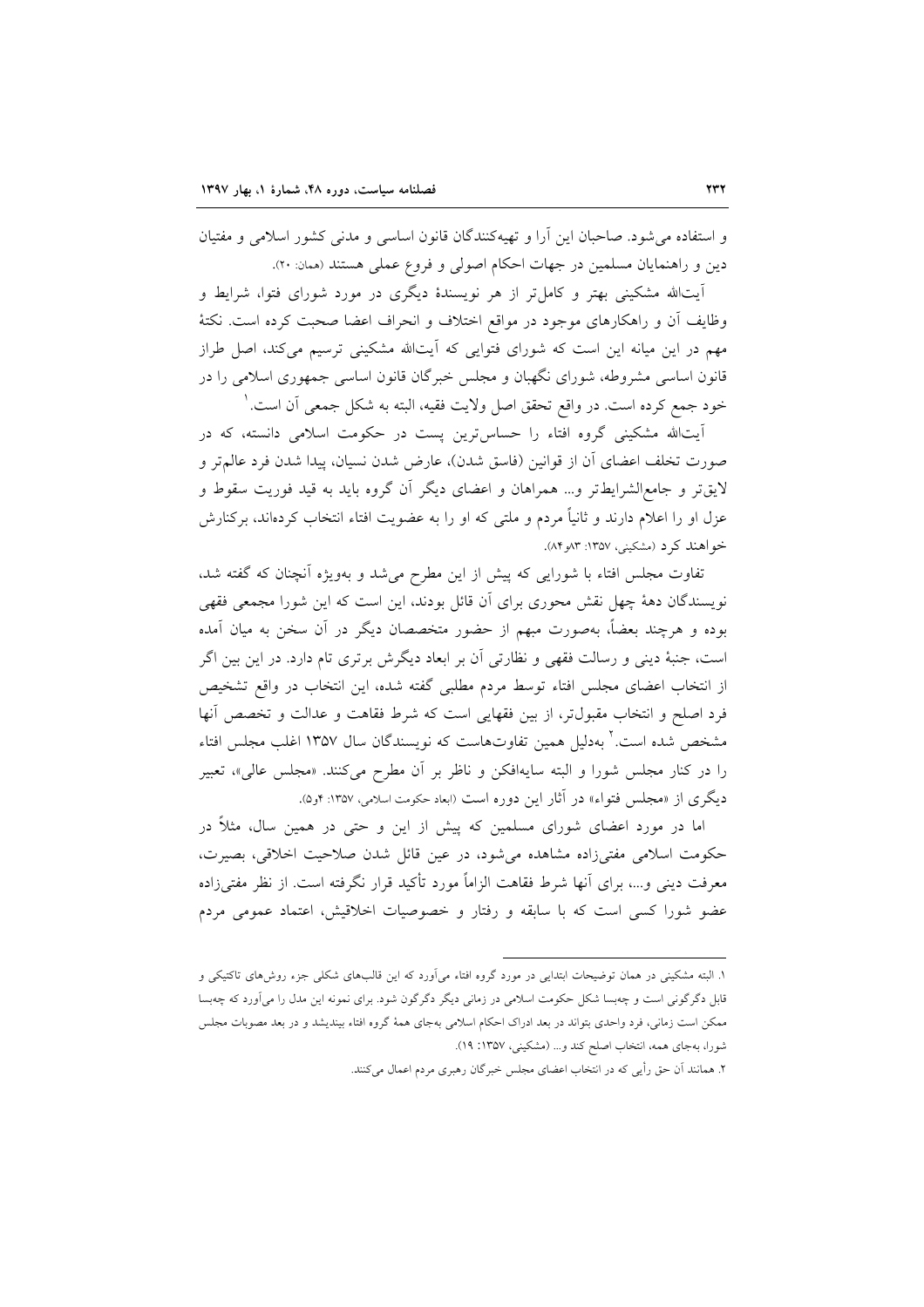و استفاده می‌شود. صاحبان این آرا و تهیه‌کنندگان قانون اساسی و مدنی کشور اسلامی و مفتیان دین و راهنمایان مسلمین در جهات احکام اصولی و فروع عملی هستند (همان: ۲۰).

آیت‌الله مشکینی بهتر و کامل‌تر از هر نویسندهٔ دیگری در مورد شورای فتوا، شرایط و وظایف آن و راهکارهای موجود در مواقع اختلاف و انحراف اعضا صحبت کرده است. نکتهٔ مهم در این میانه این است که شورای فتوایی که آیت‌الله مشکینی ترسیم می‌کند، اصل طراز قانون اساسی مشروطه، شورای نگهبان و مجلس خبرگان قانون اساسی جمهوری اسلامی را در خود جمع کرده است. در واقع تحقق اصل ولایت فقیه، البته به شکل جمعی آن است.[1]

آیت‌الله مشکینی گروه افتاء را حساس‌ترین پست در حکومت اسلامی دانسته، که در صورت تخلف اعضای آن از قوانین (فاسق شدن)، عارض شدن نسیان، پیدا شدن فرد عالم‌تر و لایق‌تر و جامع‌الشرایط‌تر و... همراهان و اعضای دیگر آن گروه باید به قید فوریت سقوط و عزل او را اعلام دارند و ثانیاً مردم و ملتی که او را به عضویت افتاء انتخاب کرده‌اند، برکنارش خواهند کرد (مشکینی، ۱۳۵۷: ۸۳و۸۴).

تفاوت مجلس افتاء با شورایی که پیش از این مطرح می‌شد و به‌ویژه آنچنان که گفته شد، نویسندگان دهٔ چهل نقش محوری برای آن قائل بودند، این است که این شورا مجمعی فقهی بوده و هرچند بعضاً، به‌صورت مبهم از حضور متخصصان دیگر در آن سخن به میان آمده است، جنبهٔ دینی و رسالت فقهی و نظارتی آن بر ابعاد دیگرش برتری تام دارد. در این بین اگر از انتخاب اعضای مجلس افتاء توسط مردم مطلبی گفته شده، این انتخاب در واقع تشخیص فرد اصلح و انتخاب مقبول‌تر، از بین فقهایی است که شرط فقاهت و عدالت و تخصص آنها مشخص شده است.[2] به‌دلیل همین تفاوت‌هاست که نویسندگان سال ۱۳۵۷ اغلب مجلس افتاء را در کنار مجلس شورا و البته سایه‌افکن و ناظر بر آن مطرح می‌کنند. «مجلس عالی»، تعبیر دیگری از «مجلس فتواء» در آثار این دوره است (ابعاد حکومت اسلامی، ۱۳۵۷: ۴و۵).

اما در مورد اعضای شورای مسلمین که پیش از این و حتی در همین سال، مثلاً در حکومت اسلامی مفتی‌زاده مشاهده می‌شود، در عین قائل شدن صلاحیت اخلاقی، بصیرت، معرفت دینی و...، برای آنها شرط فقاهت الزاماً مورد تأکید قرار نگرفته است. از نظر مفتی‌زاده عضو شورا کسی است که با سابقه و رفتار و خصوصیات اخلاقیش، اعتماد عمومی مردم

---

[1]. البته مشکینی در همان توضیحات ابتدایی در مورد گروه افتاء می‌آورد که این قالب‌های شکلی جزء روش‌های تاکتیکی و قابل دگرگونی است و چه‌بسا شکل حکومت اسلامی در زمانی دیگر دگرگون شود. برای نمونه این مدل را می‌آورد که چه‌بسا ممکن است زمانی، فرد واحدی بتواند در بعد ادراک احکام اسلامی به‌جای همهٔ گروه افتاء بیندیشد و در بعد مصوبات مجلس شورا، به‌جای همه، انتخاب اصلح کند و... (مشکینی، ۱۳۵۷: ۱۹).

[2]. همانند آن حق رأیی که در انتخاب اعضای مجلس خبرگان رهبری مردم اعمال می‌کنند.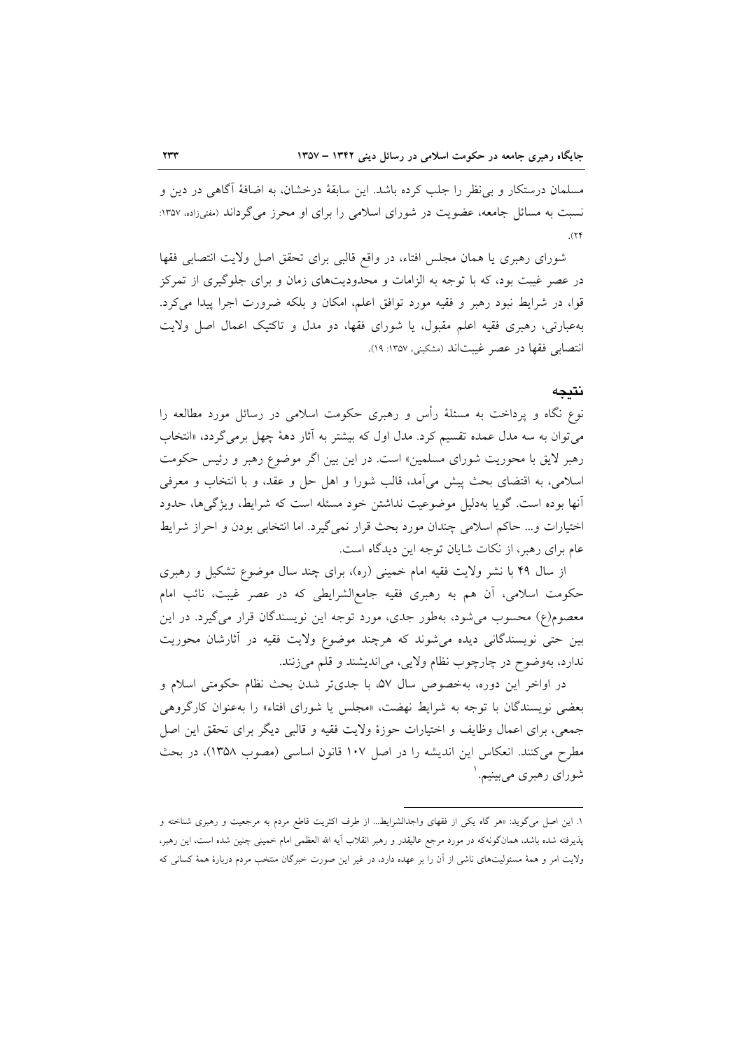مسلمان درستکار و بی‌نظر را جلب کرده باشد. این سابقهٔ درخشان، به اضافهٔ آگاهی در دین و نسبت به مسائل جامعه، عضویت در شورای اسلامی را برای او محرز می‌گرداند (مفتی‌زاده، ۱۳۵۷: ۲۴).

شورای رهبری یا همان مجلس افتاء، در واقع قالبی برای تحقق اصل ولایت انتصابی فقها در عصر غیبت بود، که با توجه به الزامات و محدودیت‌های زمان و برای جلوگیری از تمرکز قوا، در شرایط نبود رهبر و فقیه مورد توافق اعلم، امکان و بلکه ضرورت اجرا پیدا می‌کرد. به‌عبارتی، رهبری فقیه اعلم مقبول، یا شورای فقها، دو مدل و تاکتیک اعمال اصل ولایت انتصابی فقها در عصر غیبت‌اند (مشکینی، ۱۳۵۷: ۱۹).

## نتیجه

نوع نگاه و پرداخت به مسئلهٔ رأس و رهبری حکومت اسلامی در رسائل مورد مطالعه را می‌توان به سه مدل عمده تقسیم کرد. مدل اول که بیشتر به آثار دههٔ چهل برمی‌گردد، «انتخاب رهبر لایق با محوریت شورای مسلمین» است. در این بین اگر موضوع رهبر و رئیس حکومت اسلامی، به اقتضای بحث پیش می‌آمد، قالب شورا و اهل حل و عقد، و با انتخاب و معرفی آنها بوده است. گویا به‌دلیل موضوعیت نداشتن خود مسئله است که شرایط، ویژگی‌ها، حدود اختیارات و... حاکم اسلامی چندان مورد بحث قرار نمی‌گیرد. اما انتخابی بودن و احراز شرایط عام برای رهبر، از نکات شایان توجه این دیدگاه است.

از سال ۴۹ با نشر ولایت فقیه امام خمینی (ره)، برای چند سال موضوع تشکیل و رهبری حکومت اسلامی، آن هم به رهبری فقیه جامع‌الشرایطی که در عصر غیبت، نائب امام معصوم(ع) محسوب می‌شود، به‌طور جدی، مورد توجه این نویسندگان قرار می‌گیرد. در این بین حتی نویسندگانی دیده می‌شوند که هرچند موضوع ولایت فقیه در آثارشان محوریت ندارد، به‌وضوح در چارچوب نظام ولایی، می‌اندیشند و قلم می‌زنند.

در اواخر این دوره، به‌خصوص سال ۵۷، با جدی‌تر شدن بحث نظام حکومتی اسلام و بعضی نویسندگان با توجه به شرایط نهضت، «مجلس یا شورای افتاء» را به‌عنوان کارگروهی جمعی، برای اعمال وظایف و اختیارات حوزهٔ ولایت فقیه و قالبی دیگر برای تحقق این اصل مطرح می‌کنند. انعکاس این اندیشه را در اصل ۱۰۷ قانون اساسی (مصوب ۱۳۵۸)، در بحث شورای رهبری می‌بینیم.[1]

---

۱. این اصل می‌گوید: «هر گاه یکی از فقهای واجدالشرایط... از طرف اکثریت قاطع مردم به مرجعیت و رهبری شناخته و پذیرفته شده باشد، همان‌گونه‌که در مورد مرجع عالیقدر و رهبر انقلاب آیه الله العظمی امام خمینی چنین شده است، این رهبر، ولایت امر و همهٔ مسئولیت‌های ناشی از آن را بر عهده دارد، در غیر این صورت خبرگان منتخب مردم دربارهٔ همهٔ کسانی که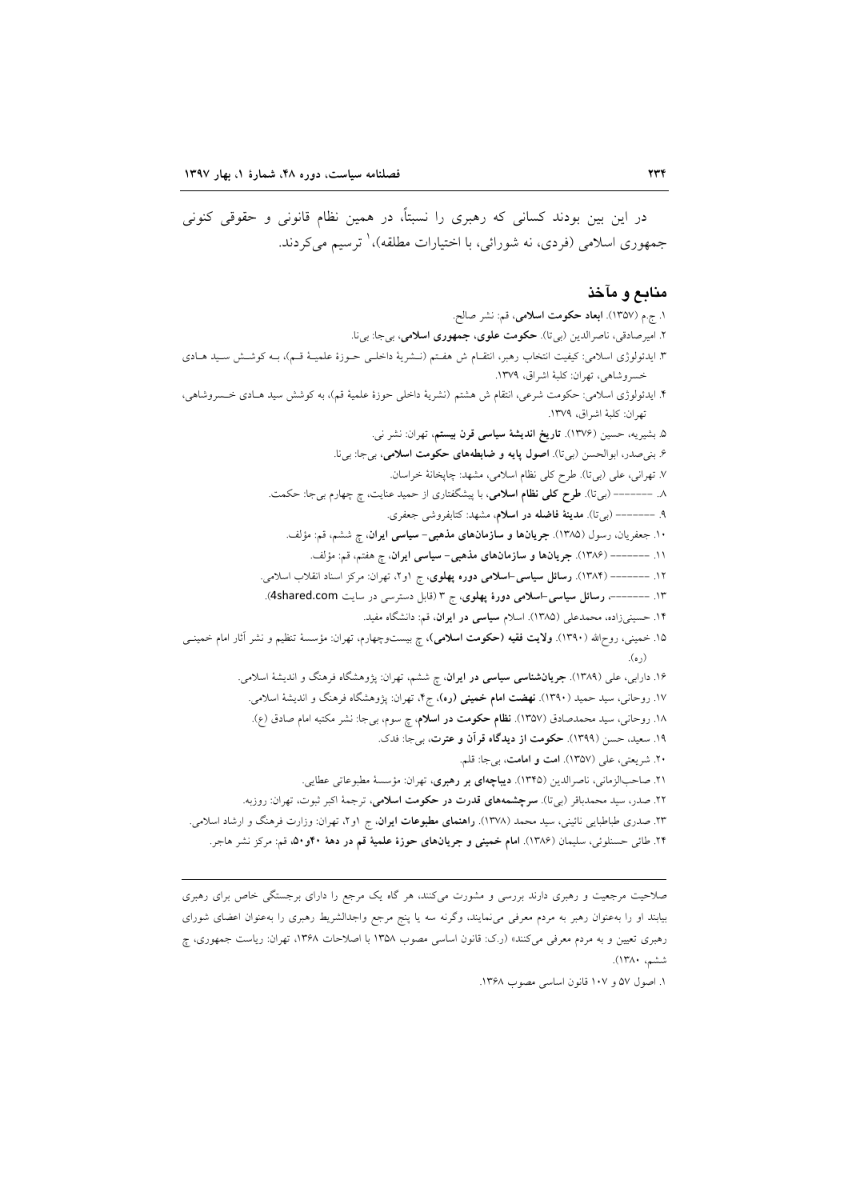در این بین بودند کسانی که رهبری را نسبتاً، در همین نظام قانونی و حقوقی کنونی جمهوری اسلامی (فردی، نه شورائی، با اختیارات مطلقه)،[1] ترسیم می‌کردند.

## منابع و مآخذ

۱. ج.م (۱۳۵۷). **ابعاد حکومت اسلامی**، قم: نشر صالح.

۲. امیرصادقی، ناصرالدین (بی‌تا). **حکومت علوی، جمهوری اسلامی**، بی‌جا: بی‌نا.

۳. ایدئولوژی اسلامی: کیفیت انتخاب رهبر، انتقام ش هفتم (نشریهٔ داخلی حوزهٔ علمیهٔ قم)، بـه کوشـش سـید هـادی خسروشاهی، تهران: کلبهٔ اشراق، ۱۳۷۹.

۴. ایدئولوژی اسلامی: حکومت شرعی، انتقام ش هشتم (نشریهٔ داخلی حوزهٔ علمیهٔ قم)، به کوشش سید هـادی خسروشاهی، تهران: کلبهٔ اشراق، ۱۳۷۹.

۵. بشیریه، حسین (۱۳۷۶). **تاریخ اندیشهٔ سیاسی قرن بیستم**، تهران: نشر نی.

۶. بنی‌صدر، ابوالحسن (بی‌تا). **اصول پایه و ضابطه‌های حکومت اسلامی**، بی‌جا: بی‌نا.

۷. تهرانی، علی (بی‌تا). طرح کلی نظام اسلامی، مشهد: چاپخانهٔ خراسان.

۸. ــــــــ (بی‌تا). **طرح کلی نظام اسلامی**، با پیشگفتاری از حمید عنایت، چ چهارم بی‌جا: حکمت.

۹. ــــــــ (بی‌تا). **مدینهٔ فاضله در اسلام**، مشهد: کتابفروشی جعفری.

۱۰. جعفریان، رسول (۱۳۸۵). **جریان‌ها و سازمان‌های مذهبی- سیاسی ایران**، چ ششم، قم: مؤلف.

۱۱. ــــــــ (۱۳۸۶). **جریان‌ها و سازمان‌های مذهبی- سیاسی ایران**، چ هفتم، قم: مؤلف.

۱۲. ــــــــ (۱۳۸۴). **رسائل سیاسی-اسلامی دوره پهلوی**، ج ۱و۲، تهران: مرکز اسناد انقلاب اسلامی.

۱۳. ــــــــ، **رسائل سیاسی-اسلامی دورهٔ پهلوی**، ج ۳ (قابل دسترسی در سایت 4shared.com).

۱۴. حسینی‌زاده، محمدعلی (۱۳۸۵). اسلام **سیاسی در ایران**، قم: دانشگاه مفید.

۱۵. خمینی، روح‌الله (۱۳۹۰). **ولایت فقیه (حکومت اسلامی)**، چ بیست‌وچهارم، تهران: مؤسسهٔ تنظیم و نشر آثار امام خمینی (ره).

۱۶. دارابی، علی (۱۳۸۹). **جریان‌شناسی سیاسی در ایران**، چ ششم، تهران: پژوهشگاه فرهنگ و اندیشهٔ اسلامی.

۱۷. روحانی، سید حمید (۱۳۹۰). **نهضت امام خمینی (ره)**، ج۴، تهران: پژوهشگاه فرهنگ و اندیشهٔ اسلامی.

۱۸. روحانی، سید محمدصادق (۱۳۵۷). **نظام حکومت در اسلام**، چ سوم، بی‌جا: نشر مکتبه امام صادق (ع).

۱۹. سعید، حسن (۱۳۹۹). **حکومت از دیدگاه قرآن و عترت**، بی‌جا: فدک.

۲۰. شریعتی، علی (۱۳۵۷). **امت و امامت**، بی‌جا: قلم.

۲۱. صاحب‌الزمانی، ناصرالدین (۱۳۴۵). **دیباچه‌ای بر رهبری**، تهران: مؤسسهٔ مطبوعاتی عطایی.

۲۲. صدر، سید محمدباقر (بی‌تا). **سرچشمه‌های قدرت در حکومت اسلامی**، ترجمهٔ اکبر ثبوت، تهران: روزبه.

۲۳. صدری طباطبایی نائینی، سید محمد (۱۳۷۸). **راهنمای مطبوعات ایران**، ج ۱و۲، تهران: وزارت فرهنگ و ارشاد اسلامی.

۲۴. طائی حسنلوئی، سلیمان (۱۳۸۶). **امام خمینی و جریان‌های حوزهٔ علمیهٔ قم در دههٔ ۴۰و۵۰**، قم: مرکز نشر هاجر.

---

صلاحیت مرجعیت و رهبری دارند بررسی و مشورت می‌کنند، هر گاه یک مرجع را دارای برجستگی خاص برای رهبری بیابند او را به‌عنوان رهبر به مردم معرفی می‌نمایند، وگرنه سه یا پنج مرجع واجدالشریط رهبری را به‌عنوان اعضای شورای رهبری تعیین و به مردم معرفی می‌کنند» (ر.ک: قانون اساسی مصوب ۱۳۵۸ با اصلاحات ۱۳۶۸، تهران: ریاست جمهوری، چ ششم، ۱۳۸۰).

[1] اصول ۵۷ و ۱۰۷ قانون اساسی مصوب ۱۳۶۸.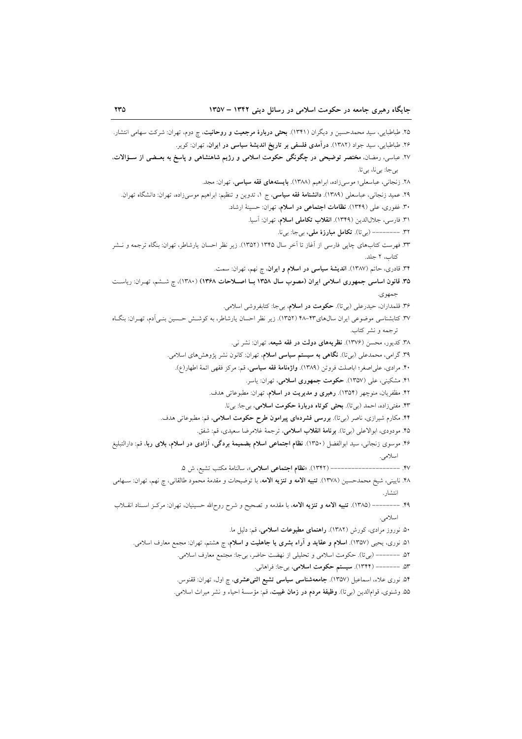۲۵. طباطبایی، سید محمدحسین و دیگران (۱۳۴۱). **بحثی دربارهٔ مرجعیت و روحانیت**، چ دوم، تهران: شرکت سهامی انتشار.

۲۶. طباطبایی، سید جواد (۱۳۸۲). **درآمدی فلسفی بر تاریخ اندیشهٔ سیاسی در ایران**، تهران: کویر.

۲۷. عباسی، رمضان، **مختصر توضیحی در چگونگی حکومت اسلامی و رژیم شاهنشاهی و پاسخ به بعضی از سؤالات**، بی‌جا: بی‌نا، بی‌تا.

۲۸. زنجانی، عباسعلی؛ موسی‌زاده، ابراهیم (۱۳۸۸). **بایسته‌های فقه سیاسی**، تهران: مجد.

۲۹. عمید زنجانی، عباسعلی (۱۳۸۹). **دانشنامهٔ فقه سیاسی**، ج ۱، تدوین و تنظیم: ابراهیم موسی‌زاده، تهران: دانشگاه تهران.

۳۰. غفوری، علی (۱۳۴۹). **نظامات اجتماعی در اسلام**، تهران: حسینهٔ ارشاد.

۳۱. فارسی، جلال‌الدین (۱۳۴۹). **انقلاب تکاملی اسلام**، تهران: آسیا.

۳۲. -------- (بی‌تا). **تکامل مبارزهٔ ملی**، بی‌جا: بی‌نا.

۳۳. فهرست کتاب‌های چاپی فارسی از آغاز تا آخر سال ۱۳۴۵ (۱۳۵۲). زیر نظر احسان یارشاطر، تهران: بنگاه ترجمه و نشر کتاب، ۲ جلد.

۳۴. قادری، حاتم (۱۳۸۷). **اندیشهٔ سیاسی در اسلام و ایران**، چ نهم، تهران: سمت.

**۳۵. قانون اساسی جمهوری اسلامی ایران (مصوب سال ۱۳۵۸ با اصلاحات ۱۳۶۸)** (۱۳۸۰)، چ ششم، تهران: ریاست جمهوری.

۳۶. قلمداران، حیدرعلی (بی‌تا). **حکومت در اسلام**، بی‌جا: کتابفروشی اسلامی.

۳۷. کتابشناسی موضوعی ایران سال‌های۴۳–۴۸ (۱۳۵۲). زیر نظر احسان یارشاطر، به کوشش حسین بنی‌آدم، تهران: بنگاه ترجمه و نشر کتاب.

۳۸. کدیور، محسن (۱۳۷۶). **نظریه‌های دولت در فقه شیعه**، تهران: نشر نی.

۳۹. گرامی، محمدعلی (بی‌تا). **نگاهی به سیستم سیاسی اسلام**، تهران: کانون نشر پژوهش‌های اسلامی.

۴۰. مرادی، علی‌اصغر؛ اباصلت فروتن (۱۳۸۹). **واژه‌نامهٔ فقه سیاسی**، قم: مرکز فقهی ائمهٔ اطهار(ع).

۴۱. مشکینی، علی (۱۳۵۷). **حکومت جمهوری اسلامی**، تهران: یاسر.

۴۲. مظفریان، منوچهر (۱۳۵۴). **رهبری و مدیریت در اسلام**، تهران: مطبوعاتی هدف.

۴۳. مفتی‌زاده، احمد (بی‌تا). **بحثی کوتاه دربارهٔ حکومت اسلامی**، بی‌جا: بی‌نا.

۴۴. مکارم شیرازی، ناصر (بی‌تا). **بررسی فشرده‌ای پیرامون طرح حکومت اسلامی**، قم: مطبوعاتی هدف.

۴۵. مودودی، ابوالاعلی (بی‌تا). **برنامهٔ انقلاب اسلامی**، ترجمهٔ غلامرضا سعیدی، قم: شفق.

۴۶. موسوی زنجانی، سید ابوالفضل (۱۳۵۰). **نظام اجتماعی اسلام بضمیمهٔ بردگی، آزادی در اسلام، بلای ربا**، قم: دارالتبلیغ اسلامی.

۴۷. -------------------- (۱۳۴۲). «**نظام اجتماعی اسلامی**»، سالنامهٔ مکتب تشیع، ش ۵.

۴۸. نایینی، شیخ محمدحسین (۱۳۷۸). **تنبیه الامه و تنزیه الامه**، با توضیحات و مقدمهٔ محمود طالقانی، چ نهم، تهران: سهامی انتشار.

۴۹. -------- (۱۳۸۵). **تنبیه الامه و تنزیه الامه**، با مقدمه و تصحیح و شرح روح‌الله حسینیان، تهران: مرکز اسناد انقلاب اسلامی.

۵۰. نوروز مرادی، کورش (۱۳۸۲). **راهنمای مطبوعات اسلامی**، قم: دلیل ما.

۵۱. نوری، یحیی (۱۳۵۷). **اسلام و عقاید و آراء بشری یا جاهلیت و اسلام**، چ هشتم، تهران: مجمع معارف اسلامی.

۵۲. ------- (بی‌تا). حکومت اسلامی و تحلیلی از نهضت حاضر، بی‌جا: مجتمع معارف اسلامی.

۵۳. ------- (۱۳۴۴). **سیستم حکومت اسلامی**، بی‌جا: فراهانی.

۵۴. نوری علاء، اسماعیل (۱۳۵۷). **جامعه‌شناسی سیاسی تشیع اثنی‌عشری**، چ اول، تهران: ققنوس.

۵۵. وشنوی، قوام‌الدین (بی‌تا). **وظیفهٔ مردم در زمان غیبت**، قم: مؤسسهٔ احیاء و نشر میراث اسلامی.